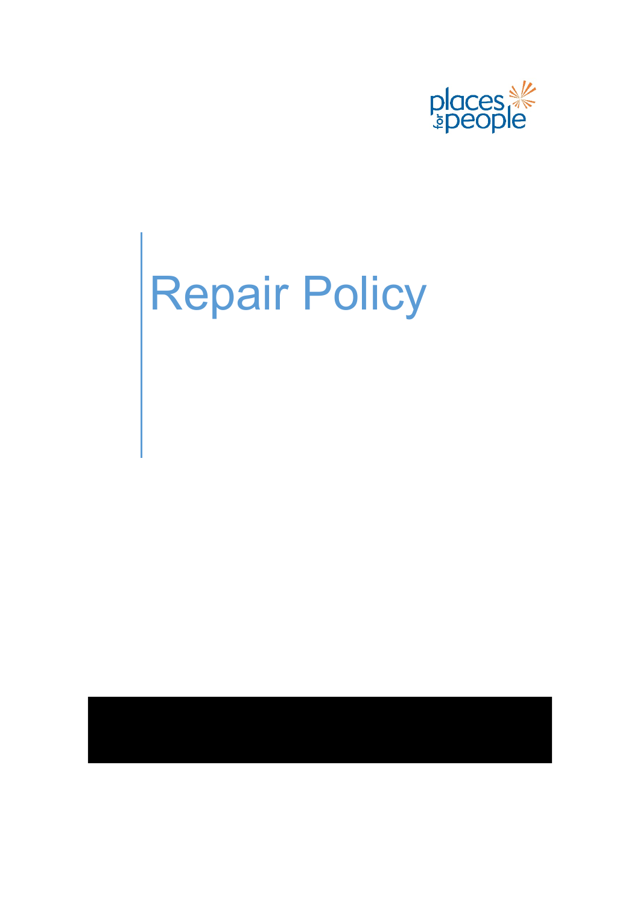places for people

# Repair Policy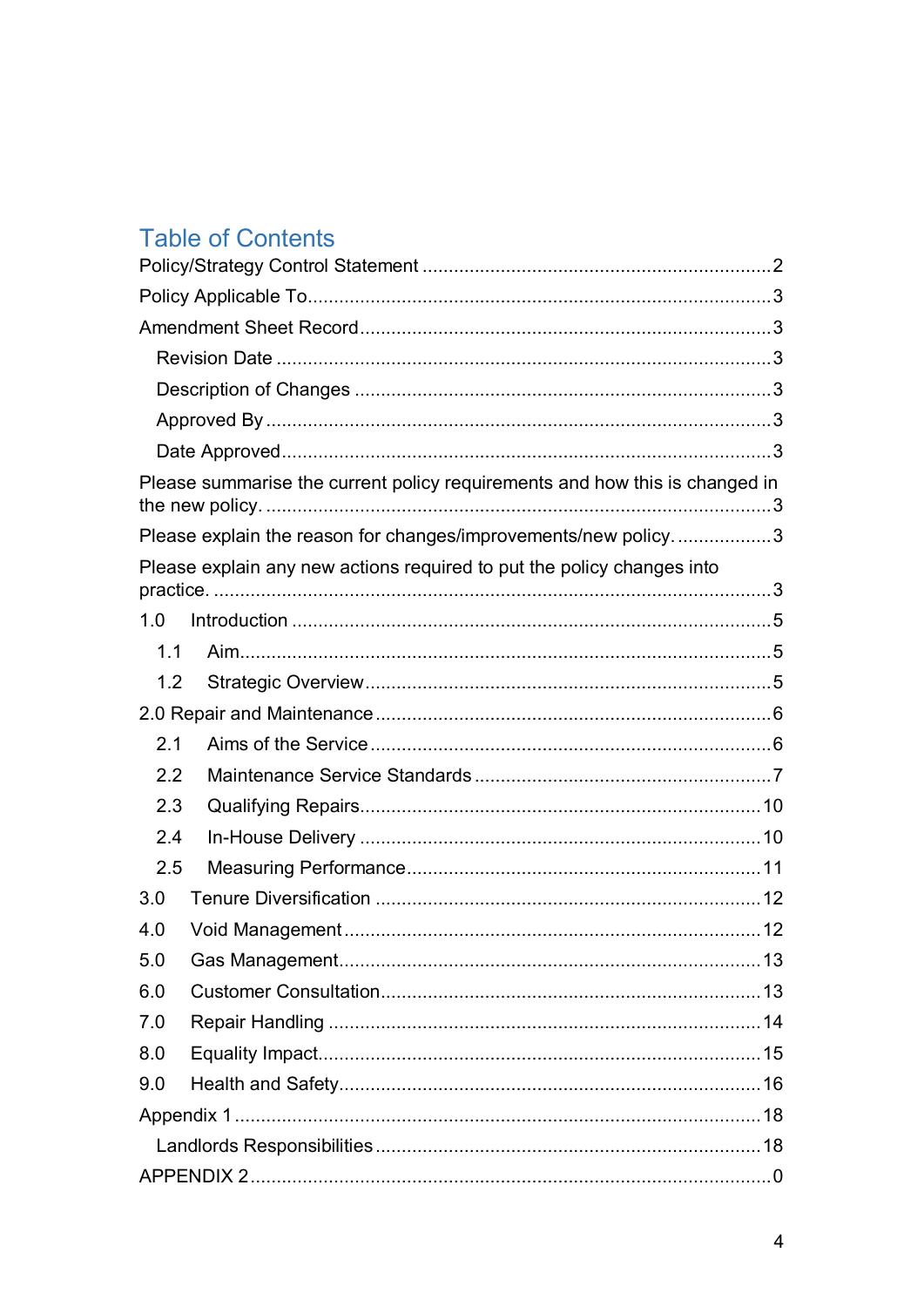# Table of Contents

Policy/Strategy Control Statement ........................................................................2

Policy Applicable To...............................................................................................3

Amendment Sheet Record.....................................................................................3

- Revision Date ....................................................................................................3
- Description of Changes ....................................................................................3
- Approved By ......................................................................................................3
- Date Approved...................................................................................................3

Please summarise the current policy requirements and how this is changed in the new policy. ......................................................................................................3

Please explain the reason for changes/improvements/new policy. ..................3

Please explain any new actions required to put the policy changes into practice. ...............................................................................................................3

1.0 Introduction ......................................................................................................5

- 1.1 Aim.................................................................................................................5
- 1.2 Strategic Overview.........................................................................................5

2.0 Repair and Maintenance .....................................................................................6

- 2.1 Aims of the Service .........................................................................................6
- 2.2 Maintenance Service Standards .....................................................................7
- 2.3 Qualifying Repairs.........................................................................................10
- 2.4 In-House Delivery .........................................................................................10
- 2.5 Measuring Performance................................................................................11

3.0 Tenure Diversification ........................................................................................12

4.0 Void Management ..............................................................................................12

5.0 Gas Management...............................................................................................13

6.0 Customer Consultation.......................................................................................13

7.0 Repair Handling .................................................................................................14

8.0 Equality Impact...................................................................................................15

9.0 Health and Safety...............................................................................................16

Appendix 1 ..............................................................................................................18

- Landlords Responsibilities ................................................................................18

APPENDIX 2.............................................................................................................0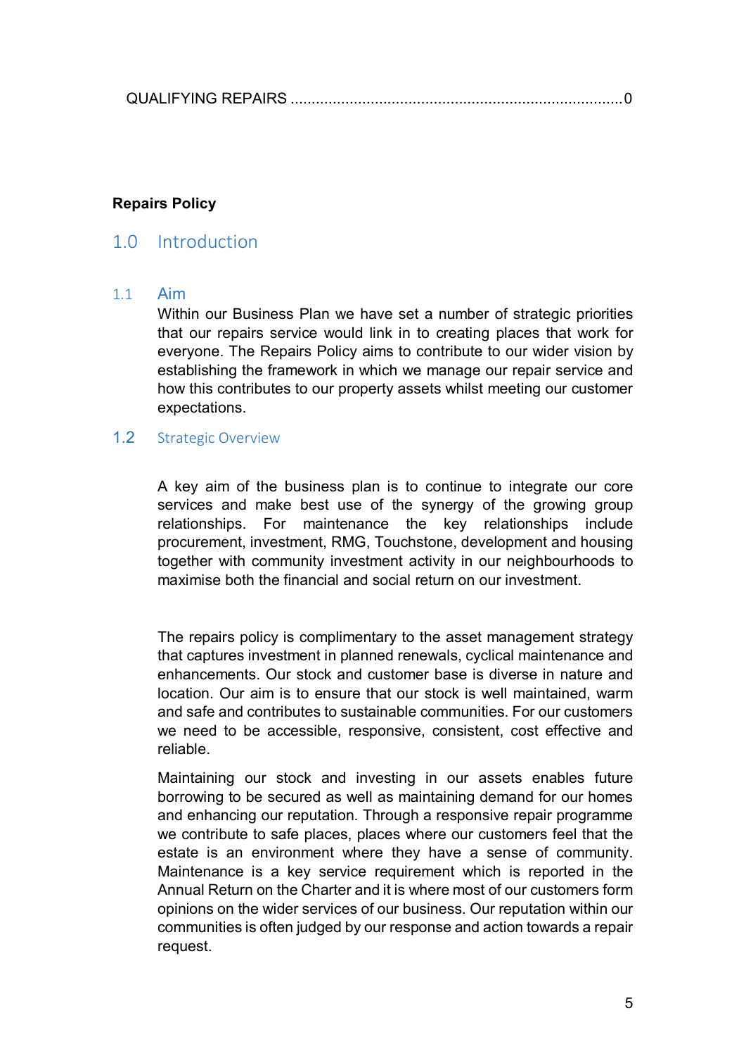QUALIFYING REPAIRS ............................................................................0

**Repairs Policy**

# 1.0 Introduction

## 1.1 Aim

Within our Business Plan we have set a number of strategic priorities that our repairs service would link in to creating places that work for everyone. The Repairs Policy aims to contribute to our wider vision by establishing the framework in which we manage our repair service and how this contributes to our property assets whilst meeting our customer expectations.

## 1.2 Strategic Overview

A key aim of the business plan is to continue to integrate our core services and make best use of the synergy of the growing group relationships. For maintenance the key relationships include procurement, investment, RMG, Touchstone, development and housing together with community investment activity in our neighbourhoods to maximise both the financial and social return on our investment.

The repairs policy is complimentary to the asset management strategy that captures investment in planned renewals, cyclical maintenance and enhancements. Our stock and customer base is diverse in nature and location. Our aim is to ensure that our stock is well maintained, warm and safe and contributes to sustainable communities. For our customers we need to be accessible, responsive, consistent, cost effective and reliable.

Maintaining our stock and investing in our assets enables future borrowing to be secured as well as maintaining demand for our homes and enhancing our reputation. Through a responsive repair programme we contribute to safe places, places where our customers feel that the estate is an environment where they have a sense of community. Maintenance is a key service requirement which is reported in the Annual Return on the Charter and it is where most of our customers form opinions on the wider services of our business. Our reputation within our communities is often judged by our response and action towards a repair request.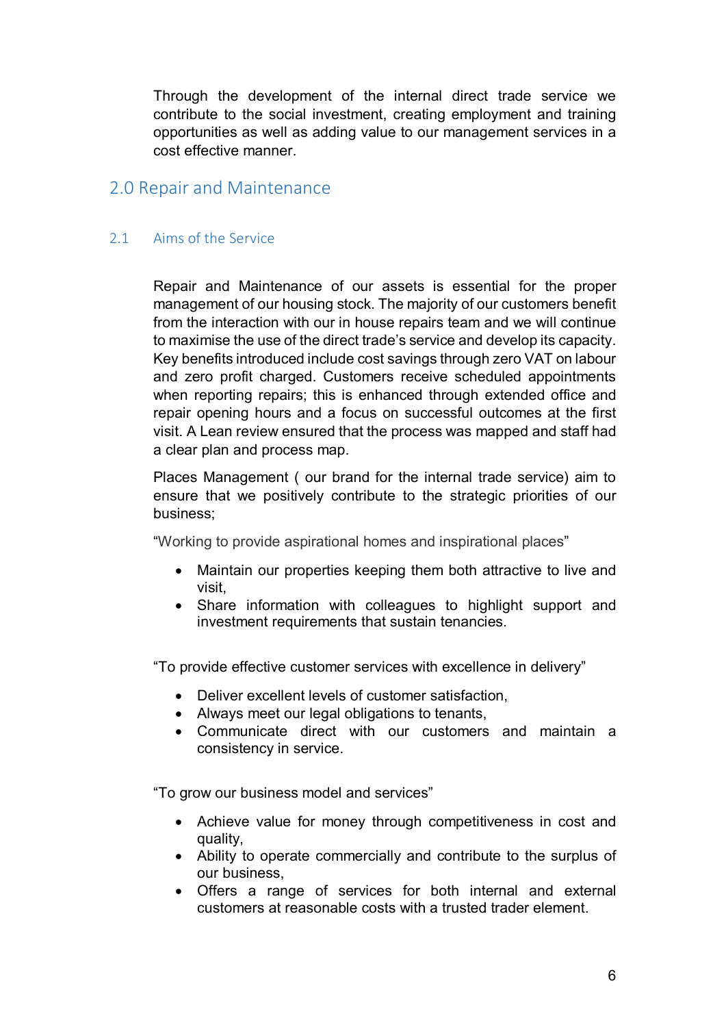Through the development of the internal direct trade service we contribute to the social investment, creating employment and training opportunities as well as adding value to our management services in a cost effective manner.

## 2.0 Repair and Maintenance

### 2.1 Aims of the Service

Repair and Maintenance of our assets is essential for the proper management of our housing stock. The majority of our customers benefit from the interaction with our in house repairs team and we will continue to maximise the use of the direct trade's service and develop its capacity. Key benefits introduced include cost savings through zero VAT on labour and zero profit charged. Customers receive scheduled appointments when reporting repairs; this is enhanced through extended office and repair opening hours and a focus on successful outcomes at the first visit. A Lean review ensured that the process was mapped and staff had a clear plan and process map.

Places Management ( our brand for the internal trade service) aim to ensure that we positively contribute to the strategic priorities of our business;

"Working to provide aspirational homes and inspirational places"

- Maintain our properties keeping them both attractive to live and visit,
- Share information with colleagues to highlight support and investment requirements that sustain tenancies.

"To provide effective customer services with excellence in delivery"

- Deliver excellent levels of customer satisfaction,
- Always meet our legal obligations to tenants,
- Communicate direct with our customers and maintain a consistency in service.

"To grow our business model and services"

- Achieve value for money through competitiveness in cost and quality,
- Ability to operate commercially and contribute to the surplus of our business,
- Offers a range of services for both internal and external customers at reasonable costs with a trusted trader element.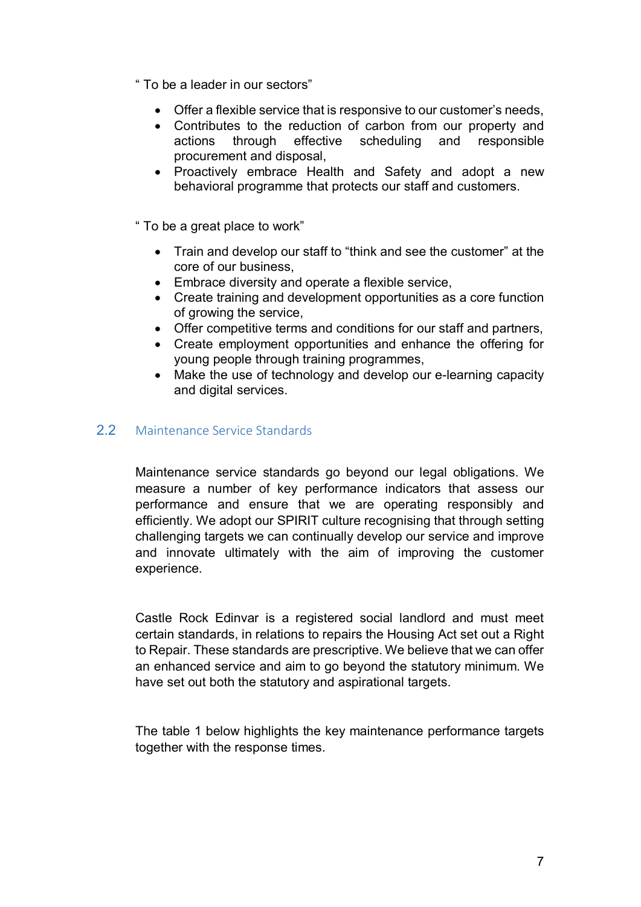" To be a leader in our sectors"

- Offer a flexible service that is responsive to our customer's needs,
- Contributes to the reduction of carbon from our property and actions through effective scheduling and responsible procurement and disposal,
- Proactively embrace Health and Safety and adopt a new behavioral programme that protects our staff and customers.

" To be a great place to work"

- Train and develop our staff to "think and see the customer" at the core of our business,
- Embrace diversity and operate a flexible service,
- Create training and development opportunities as a core function of growing the service,
- Offer competitive terms and conditions for our staff and partners,
- Create employment opportunities and enhance the offering for young people through training programmes,
- Make the use of technology and develop our e-learning capacity and digital services.

## 2.2 Maintenance Service Standards

Maintenance service standards go beyond our legal obligations. We measure a number of key performance indicators that assess our performance and ensure that we are operating responsibly and efficiently. We adopt our SPIRIT culture recognising that through setting challenging targets we can continually develop our service and improve and innovate ultimately with the aim of improving the customer experience.

Castle Rock Edinvar is a registered social landlord and must meet certain standards, in relations to repairs the Housing Act set out a Right to Repair. These standards are prescriptive. We believe that we can offer an enhanced service and aim to go beyond the statutory minimum. We have set out both the statutory and aspirational targets.

The table 1 below highlights the key maintenance performance targets together with the response times.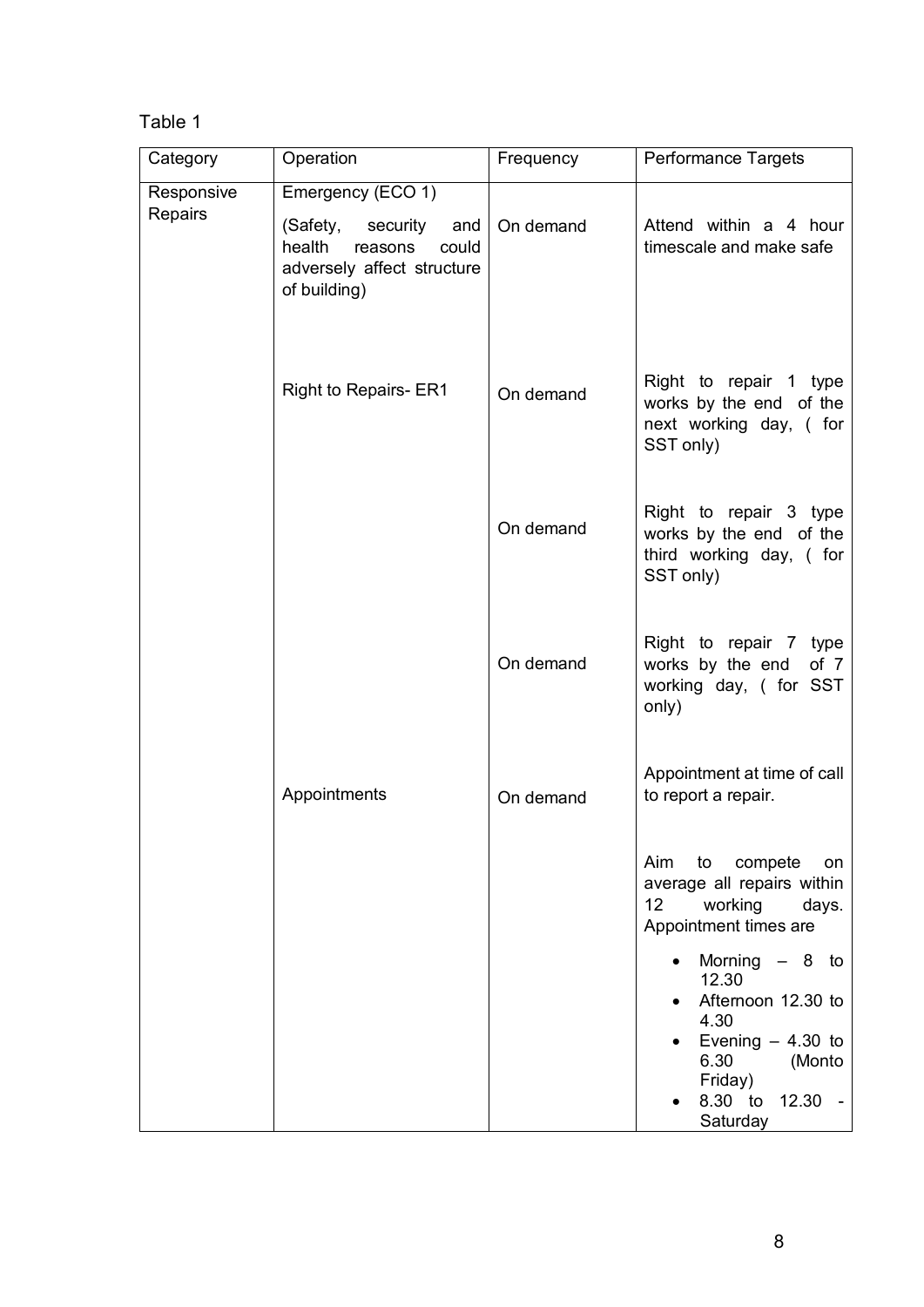Table 1

| Category | Operation | Frequency | Performance Targets |
|---|---|---|---|
| Responsive Repairs | Emergency (ECO 1)<br><br>(Safety, security and health reasons could adversely affect structure of building) | On demand | Attend within a 4 hour timescale and make safe |
| | Right to Repairs- ER1 | On demand | Right to repair 1 type works by the end of the next working day, ( for SST only) |
| | | On demand | Right to repair 3 type works by the end of the third working day, ( for SST only) |
| | | On demand | Right to repair 7 type works by the end of 7 working day, ( for SST only) |
| | Appointments | On demand | Appointment at time of call to report a repair.<br><br>Aim to compete on average all repairs within 12 working days. Appointment times are<br><br>• Morning – 8 to 12.30<br>• Afternoon 12.30 to 4.30<br>• Evening – 4.30 to 6.30 (Monto Friday)<br>• 8.30 to 12.30 - Saturday |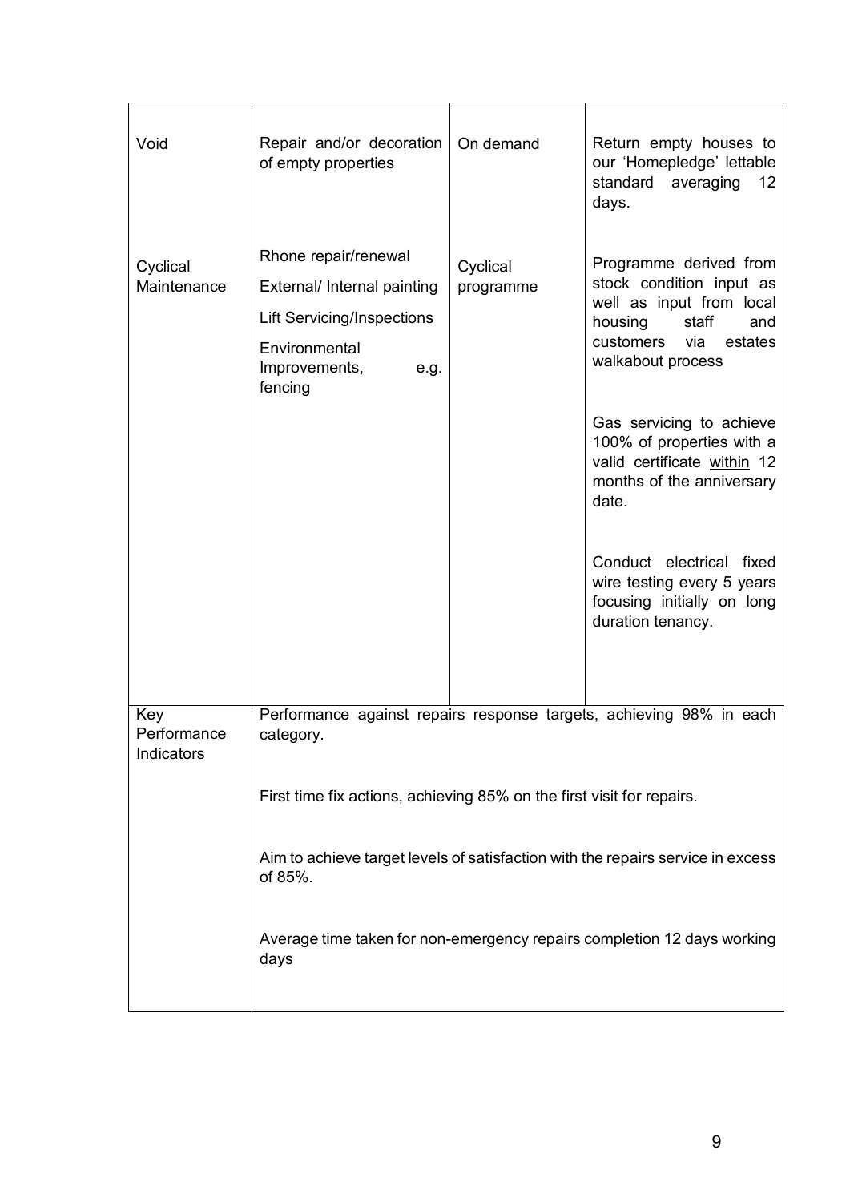| | | | |
|---|---|---|---|
| Void | Repair and/or decoration of empty properties | On demand | Return empty houses to our 'Homepledge' lettable standard averaging 12 days. |
| Cyclical Maintenance | Rhone repair/renewal<br>External/ Internal painting<br>Lift Servicing/Inspections<br>Environmental Improvements, e.g. fencing | Cyclical programme | Programme derived from stock condition input as well as input from local housing staff and customers via estates walkabout process<br><br>Gas servicing to achieve 100% of properties with a valid certificate <u>within</u> 12 months of the anniversary date.<br><br>Conduct electrical fixed wire testing every 5 years focusing initially on long duration tenancy. |
| Key Performance Indicators | Performance against repairs response targets, achieving 98% in each category.<br><br>First time fix actions, achieving 85% on the first visit for repairs.<br><br>Aim to achieve target levels of satisfaction with the repairs service in excess of 85%.<br><br>Average time taken for non-emergency repairs completion 12 days working days | | |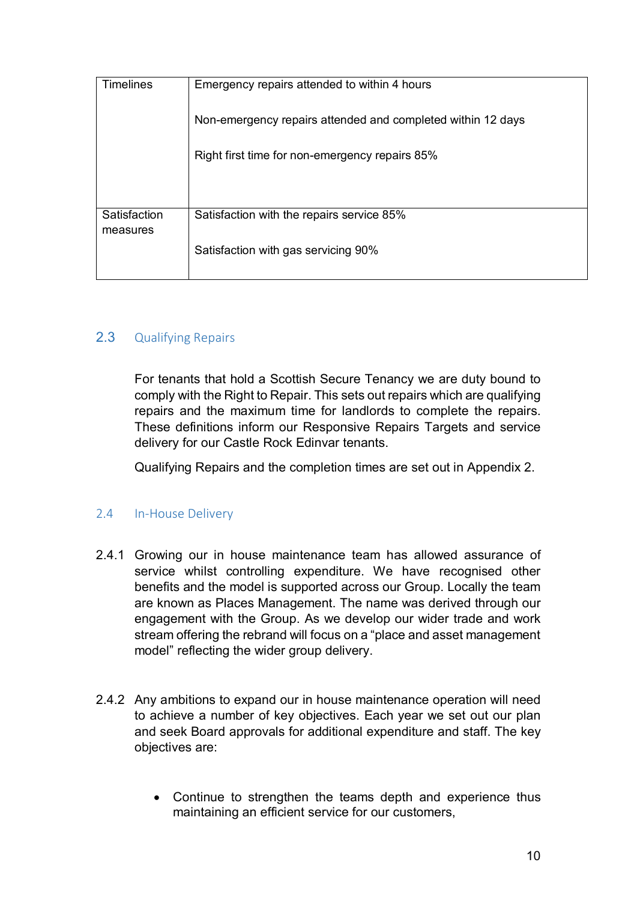| | |
|---|---|
| Timelines | Emergency repairs attended to within 4 hours<br><br>Non-emergency repairs attended and completed within 12 days<br><br>Right first time for non-emergency repairs 85% |
| Satisfaction measures | Satisfaction with the repairs service 85%<br><br>Satisfaction with gas servicing 90% |

## 2.3 Qualifying Repairs

For tenants that hold a Scottish Secure Tenancy we are duty bound to comply with the Right to Repair. This sets out repairs which are qualifying repairs and the maximum time for landlords to complete the repairs. These definitions inform our Responsive Repairs Targets and service delivery for our Castle Rock Edinvar tenants.

Qualifying Repairs and the completion times are set out in Appendix 2.

## 2.4 In-House Delivery

2.4.1 Growing our in house maintenance team has allowed assurance of service whilst controlling expenditure. We have recognised other benefits and the model is supported across our Group. Locally the team are known as Places Management. The name was derived through our engagement with the Group. As we develop our wider trade and work stream offering the rebrand will focus on a "place and asset management model" reflecting the wider group delivery.

2.4.2 Any ambitions to expand our in house maintenance operation will need to achieve a number of key objectives. Each year we set out our plan and seek Board approvals for additional expenditure and staff. The key objectives are:

- Continue to strengthen the teams depth and experience thus maintaining an efficient service for our customers,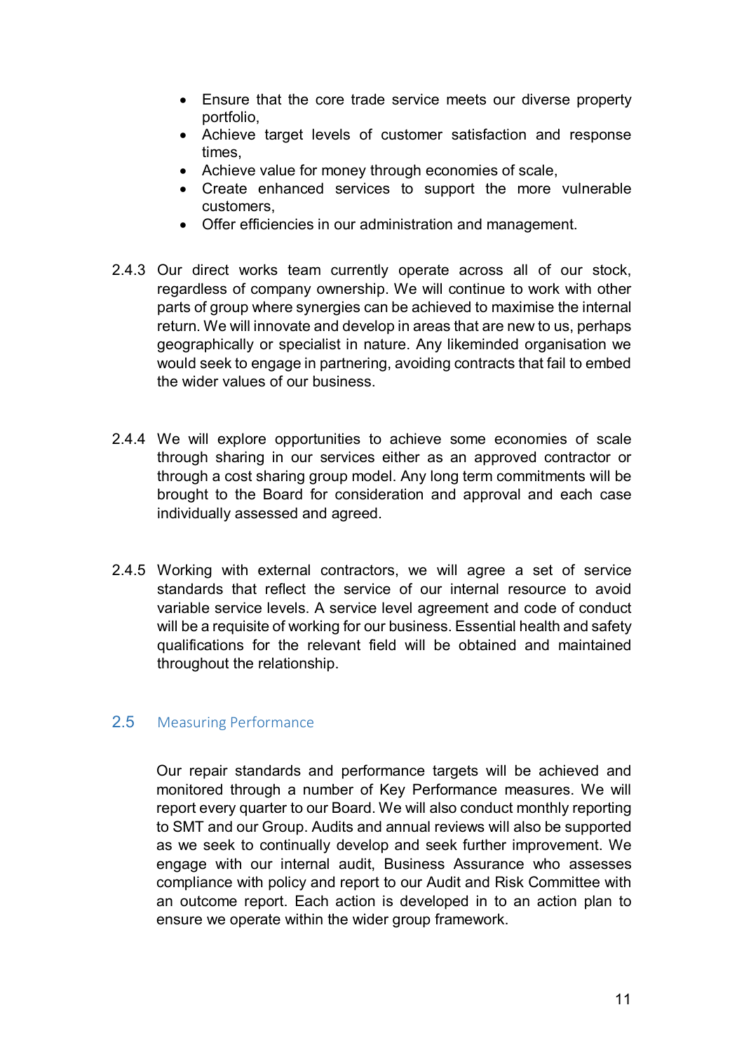- Ensure that the core trade service meets our diverse property portfolio,
- Achieve target levels of customer satisfaction and response times,
- Achieve value for money through economies of scale,
- Create enhanced services to support the more vulnerable customers,
- Offer efficiencies in our administration and management.

2.4.3 Our direct works team currently operate across all of our stock, regardless of company ownership. We will continue to work with other parts of group where synergies can be achieved to maximise the internal return. We will innovate and develop in areas that are new to us, perhaps geographically or specialist in nature. Any likeminded organisation we would seek to engage in partnering, avoiding contracts that fail to embed the wider values of our business.

2.4.4 We will explore opportunities to achieve some economies of scale through sharing in our services either as an approved contractor or through a cost sharing group model. Any long term commitments will be brought to the Board for consideration and approval and each case individually assessed and agreed.

2.4.5 Working with external contractors, we will agree a set of service standards that reflect the service of our internal resource to avoid variable service levels. A service level agreement and code of conduct will be a requisite of working for our business. Essential health and safety qualifications for the relevant field will be obtained and maintained throughout the relationship.

## 2.5 Measuring Performance

Our repair standards and performance targets will be achieved and monitored through a number of Key Performance measures. We will report every quarter to our Board. We will also conduct monthly reporting to SMT and our Group. Audits and annual reviews will also be supported as we seek to continually develop and seek further improvement. We engage with our internal audit, Business Assurance who assesses compliance with policy and report to our Audit and Risk Committee with an outcome report. Each action is developed in to an action plan to ensure we operate within the wider group framework.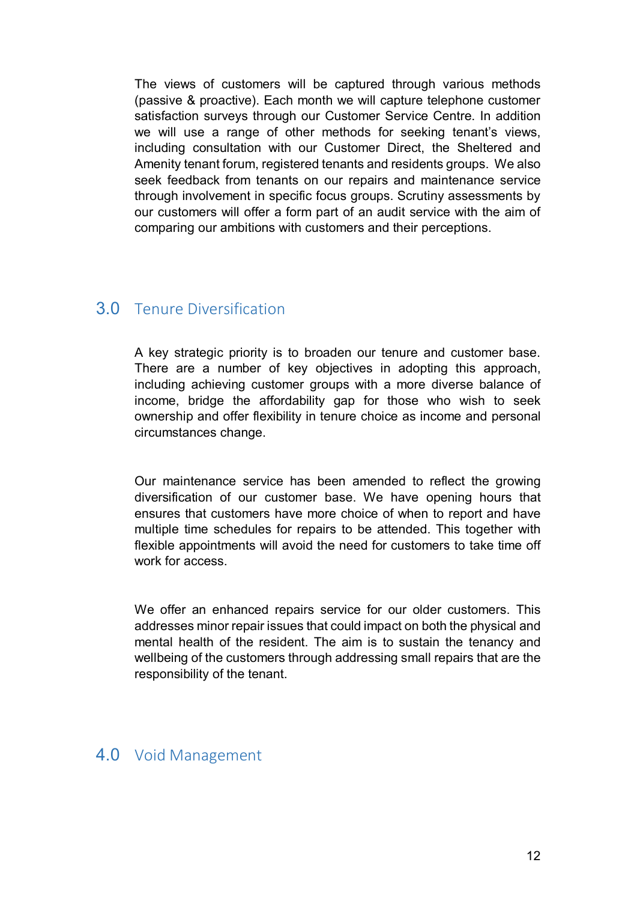The views of customers will be captured through various methods (passive & proactive). Each month we will capture telephone customer satisfaction surveys through our Customer Service Centre. In addition we will use a range of other methods for seeking tenant's views, including consultation with our Customer Direct, the Sheltered and Amenity tenant forum, registered tenants and residents groups. We also seek feedback from tenants on our repairs and maintenance service through involvement in specific focus groups. Scrutiny assessments by our customers will offer a form part of an audit service with the aim of comparing our ambitions with customers and their perceptions.

## 3.0 Tenure Diversification

A key strategic priority is to broaden our tenure and customer base. There are a number of key objectives in adopting this approach, including achieving customer groups with a more diverse balance of income, bridge the affordability gap for those who wish to seek ownership and offer flexibility in tenure choice as income and personal circumstances change.

Our maintenance service has been amended to reflect the growing diversification of our customer base. We have opening hours that ensures that customers have more choice of when to report and have multiple time schedules for repairs to be attended. This together with flexible appointments will avoid the need for customers to take time off work for access.

We offer an enhanced repairs service for our older customers. This addresses minor repair issues that could impact on both the physical and mental health of the resident. The aim is to sustain the tenancy and wellbeing of the customers through addressing small repairs that are the responsibility of the tenant.

## 4.0 Void Management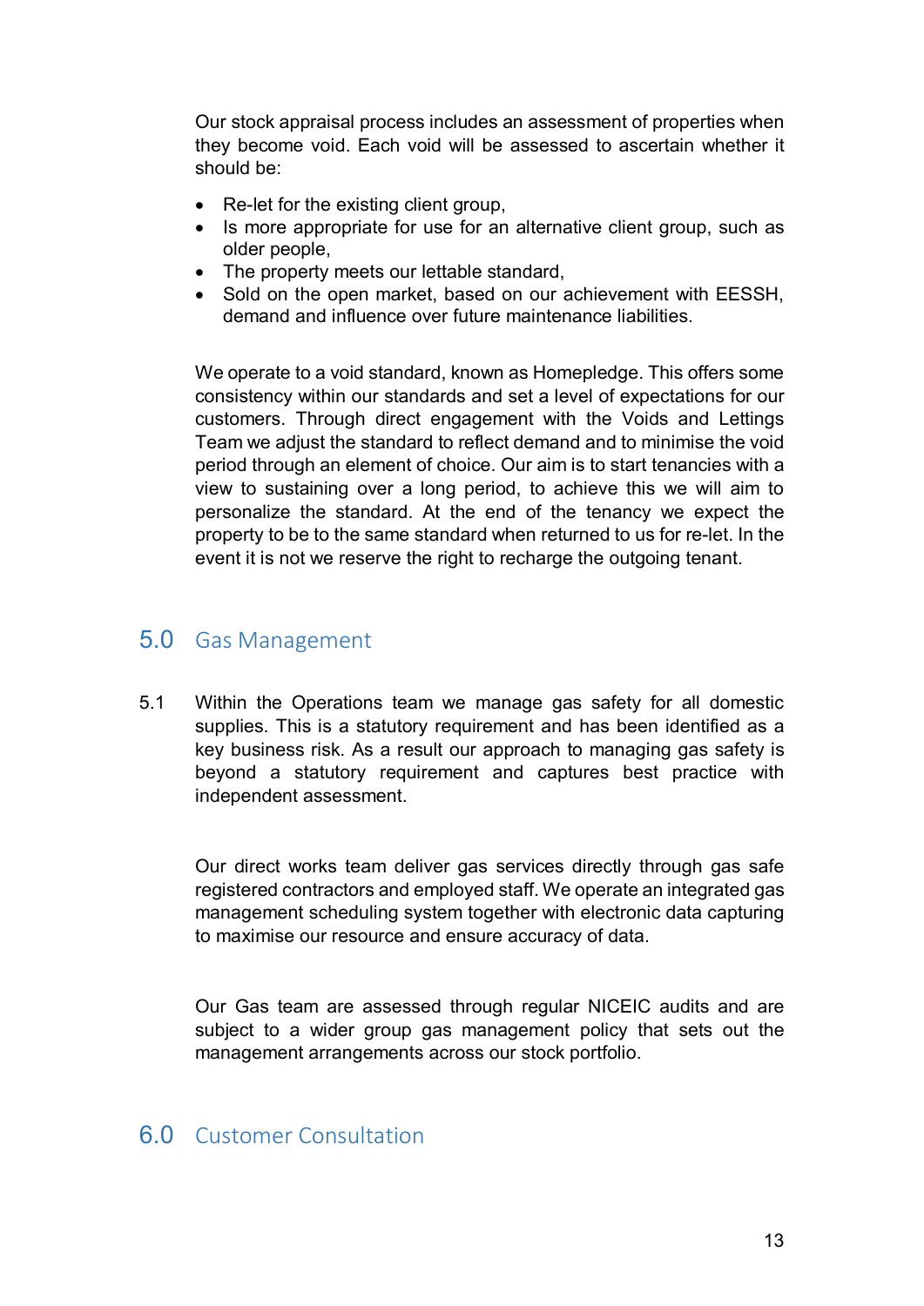Our stock appraisal process includes an assessment of properties when they become void. Each void will be assessed to ascertain whether it should be:

- Re-let for the existing client group,
- Is more appropriate for use for an alternative client group, such as older people,
- The property meets our lettable standard,
- Sold on the open market, based on our achievement with EESSH, demand and influence over future maintenance liabilities.

We operate to a void standard, known as Homepledge. This offers some consistency within our standards and set a level of expectations for our customers. Through direct engagement with the Voids and Lettings Team we adjust the standard to reflect demand and to minimise the void period through an element of choice. Our aim is to start tenancies with a view to sustaining over a long period, to achieve this we will aim to personalize the standard. At the end of the tenancy we expect the property to be to the same standard when returned to us for re-let. In the event it is not we reserve the right to recharge the outgoing tenant.

## 5.0 Gas Management

5.1 Within the Operations team we manage gas safety for all domestic supplies. This is a statutory requirement and has been identified as a key business risk. As a result our approach to managing gas safety is beyond a statutory requirement and captures best practice with independent assessment.

Our direct works team deliver gas services directly through gas safe registered contractors and employed staff. We operate an integrated gas management scheduling system together with electronic data capturing to maximise our resource and ensure accuracy of data.

Our Gas team are assessed through regular NICEIC audits and are subject to a wider group gas management policy that sets out the management arrangements across our stock portfolio.

## 6.0 Customer Consultation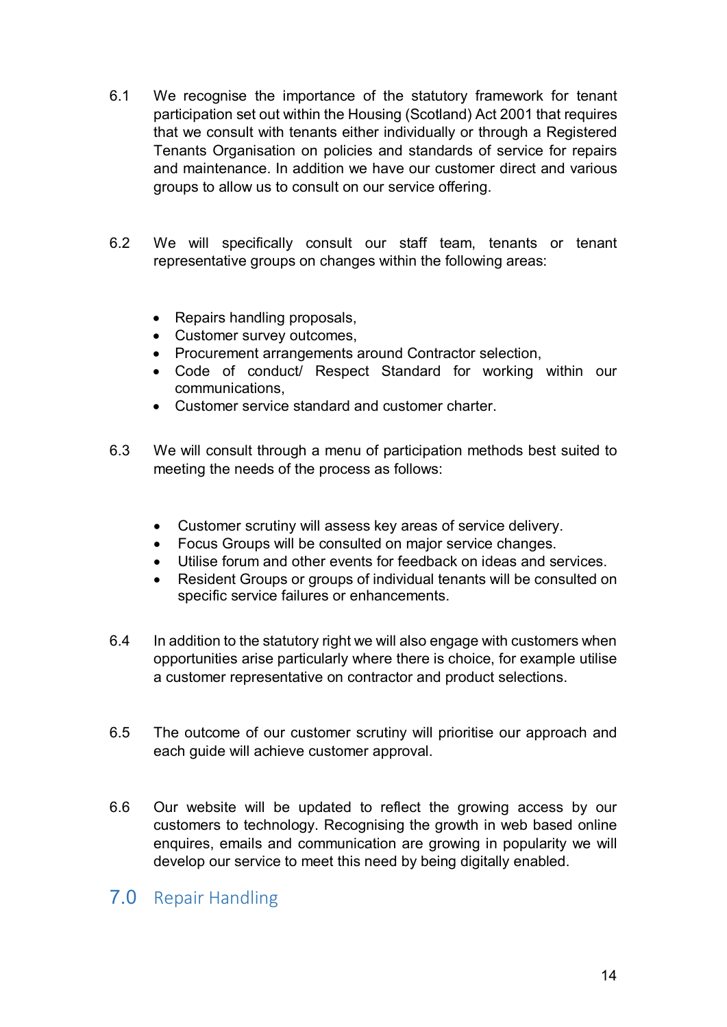6.1 We recognise the importance of the statutory framework for tenant participation set out within the Housing (Scotland) Act 2001 that requires that we consult with tenants either individually or through a Registered Tenants Organisation on policies and standards of service for repairs and maintenance. In addition we have our customer direct and various groups to allow us to consult on our service offering.

6.2 We will specifically consult our staff team, tenants or tenant representative groups on changes within the following areas:

- Repairs handling proposals,
- Customer survey outcomes,
- Procurement arrangements around Contractor selection,
- Code of conduct/ Respect Standard for working within our communications,
- Customer service standard and customer charter.

6.3 We will consult through a menu of participation methods best suited to meeting the needs of the process as follows:

- Customer scrutiny will assess key areas of service delivery.
- Focus Groups will be consulted on major service changes.
- Utilise forum and other events for feedback on ideas and services.
- Resident Groups or groups of individual tenants will be consulted on specific service failures or enhancements.

6.4 In addition to the statutory right we will also engage with customers when opportunities arise particularly where there is choice, for example utilise a customer representative on contractor and product selections.

6.5 The outcome of our customer scrutiny will prioritise our approach and each guide will achieve customer approval.

6.6 Our website will be updated to reflect the growing access by our customers to technology. Recognising the growth in web based online enquires, emails and communication are growing in popularity we will develop our service to meet this need by being digitally enabled.

## 7.0 Repair Handling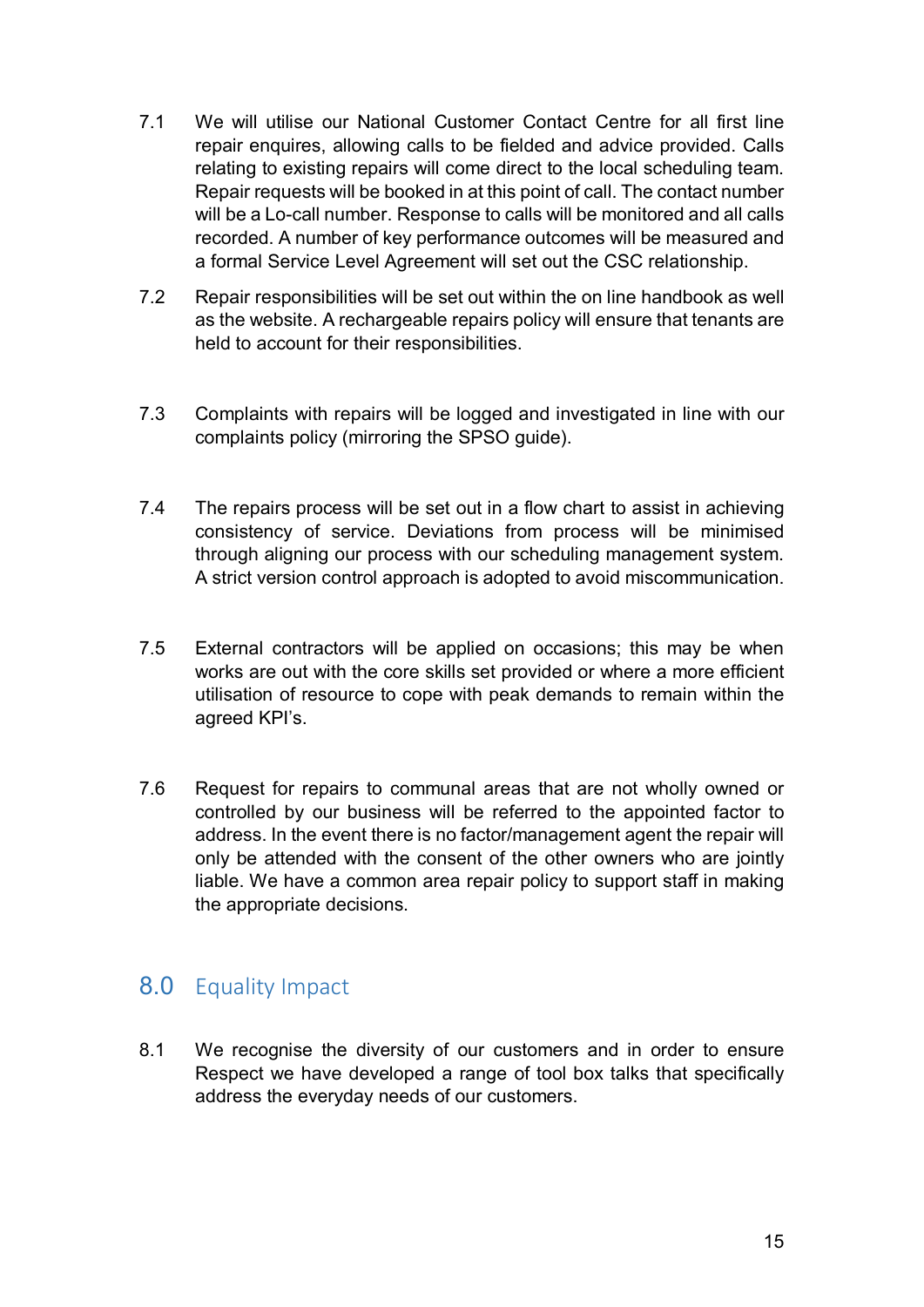7.1 We will utilise our National Customer Contact Centre for all first line repair enquires, allowing calls to be fielded and advice provided. Calls relating to existing repairs will come direct to the local scheduling team. Repair requests will be booked in at this point of call. The contact number will be a Lo-call number. Response to calls will be monitored and all calls recorded. A number of key performance outcomes will be measured and a formal Service Level Agreement will set out the CSC relationship.

7.2 Repair responsibilities will be set out within the on line handbook as well as the website. A rechargeable repairs policy will ensure that tenants are held to account for their responsibilities.

7.3 Complaints with repairs will be logged and investigated in line with our complaints policy (mirroring the SPSO guide).

7.4 The repairs process will be set out in a flow chart to assist in achieving consistency of service. Deviations from process will be minimised through aligning our process with our scheduling management system. A strict version control approach is adopted to avoid miscommunication.

7.5 External contractors will be applied on occasions; this may be when works are out with the core skills set provided or where a more efficient utilisation of resource to cope with peak demands to remain within the agreed KPI's.

7.6 Request for repairs to communal areas that are not wholly owned or controlled by our business will be referred to the appointed factor to address. In the event there is no factor/management agent the repair will only be attended with the consent of the other owners who are jointly liable. We have a common area repair policy to support staff in making the appropriate decisions.

## 8.0 Equality Impact

8.1 We recognise the diversity of our customers and in order to ensure Respect we have developed a range of tool box talks that specifically address the everyday needs of our customers.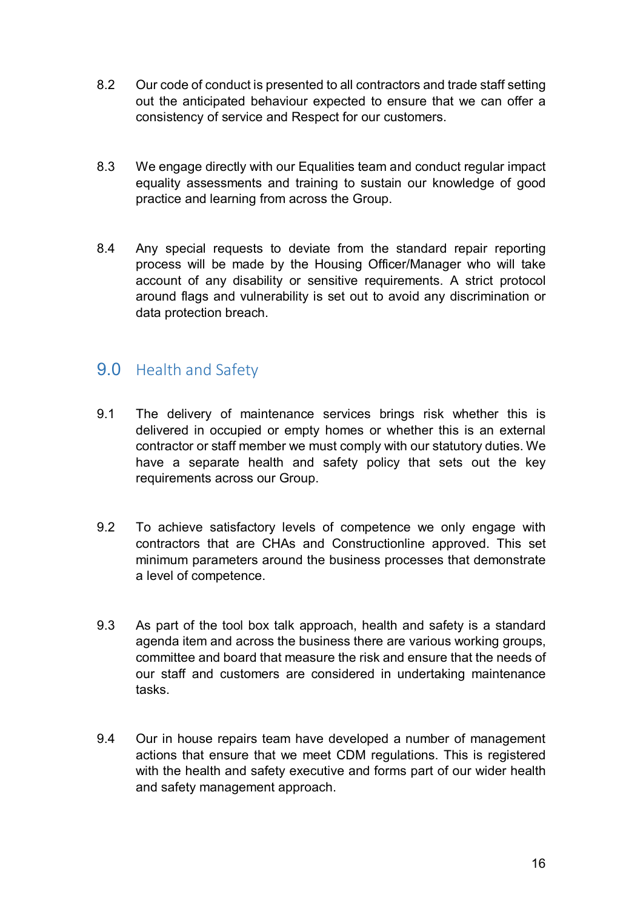8.2 Our code of conduct is presented to all contractors and trade staff setting out the anticipated behaviour expected to ensure that we can offer a consistency of service and Respect for our customers.

8.3 We engage directly with our Equalities team and conduct regular impact equality assessments and training to sustain our knowledge of good practice and learning from across the Group.

8.4 Any special requests to deviate from the standard repair reporting process will be made by the Housing Officer/Manager who will take account of any disability or sensitive requirements. A strict protocol around flags and vulnerability is set out to avoid any discrimination or data protection breach.

## 9.0 Health and Safety

9.1 The delivery of maintenance services brings risk whether this is delivered in occupied or empty homes or whether this is an external contractor or staff member we must comply with our statutory duties. We have a separate health and safety policy that sets out the key requirements across our Group.

9.2 To achieve satisfactory levels of competence we only engage with contractors that are CHAs and Constructionline approved. This set minimum parameters around the business processes that demonstrate a level of competence.

9.3 As part of the tool box talk approach, health and safety is a standard agenda item and across the business there are various working groups, committee and board that measure the risk and ensure that the needs of our staff and customers are considered in undertaking maintenance tasks.

9.4 Our in house repairs team have developed a number of management actions that ensure that we meet CDM regulations. This is registered with the health and safety executive and forms part of our wider health and safety management approach.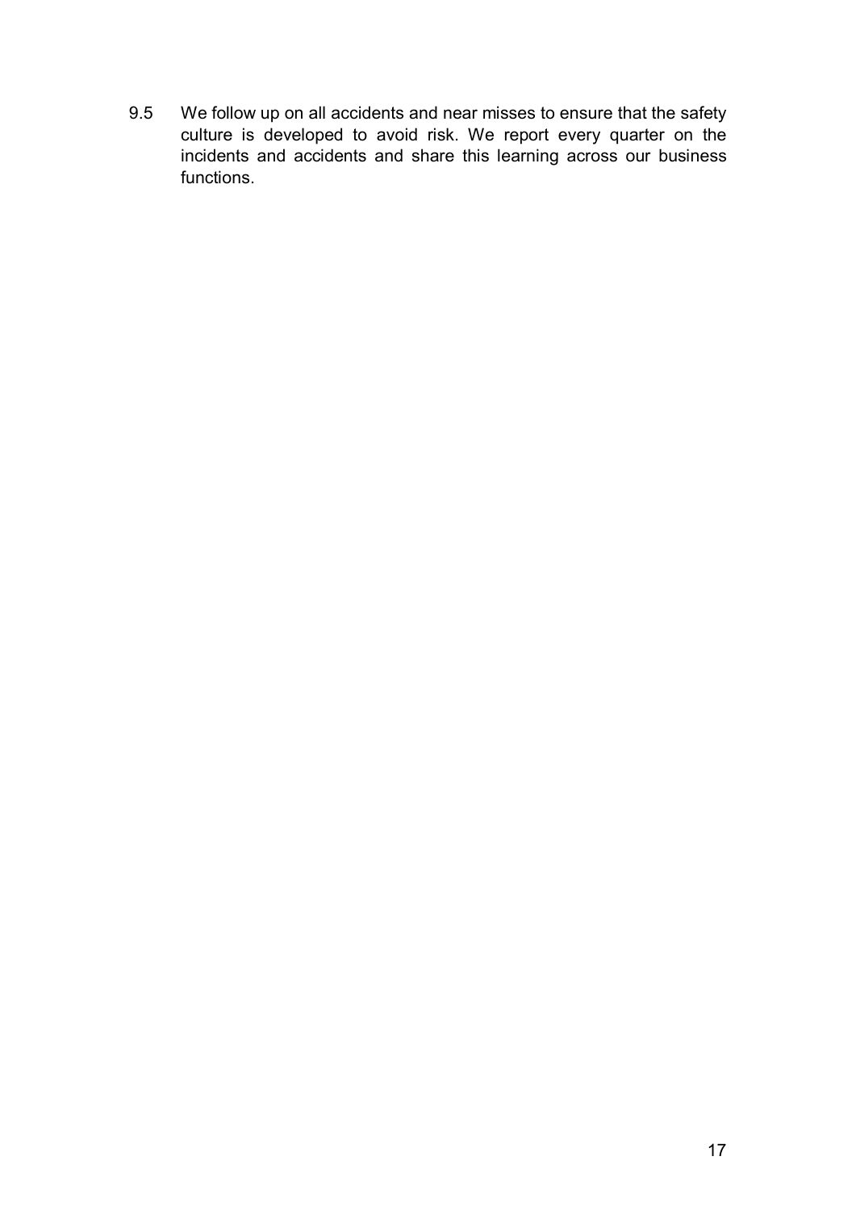9.5 We follow up on all accidents and near misses to ensure that the safety culture is developed to avoid risk. We report every quarter on the incidents and accidents and share this learning across our business functions.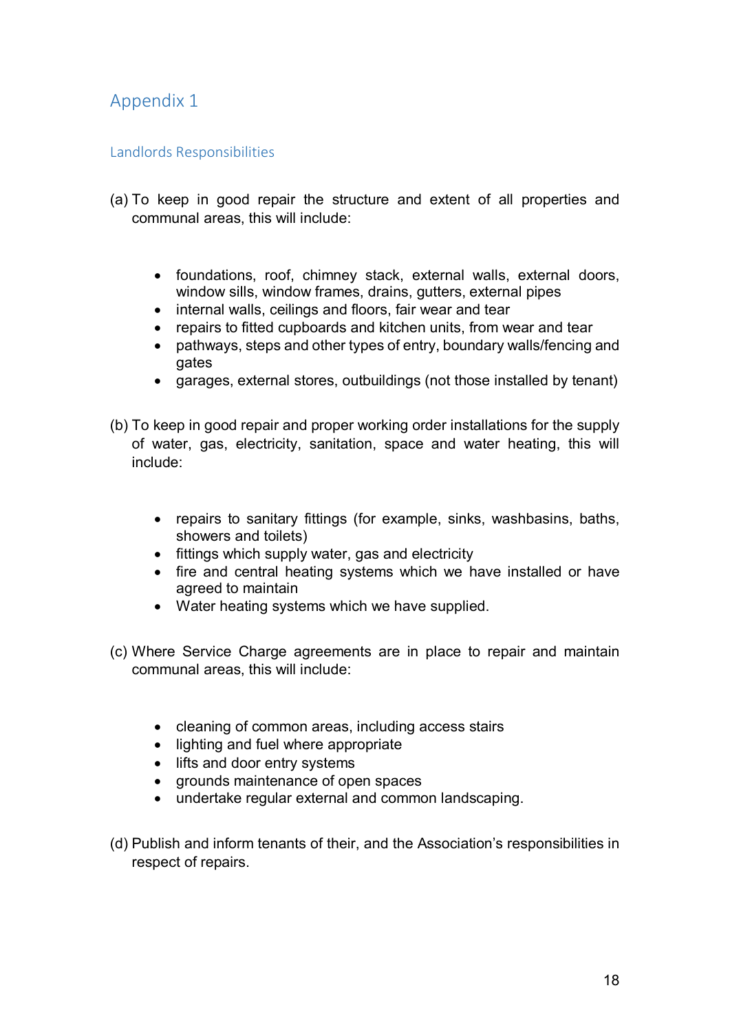# Appendix 1

## Landlords Responsibilities

(a) To keep in good repair the structure and extent of all properties and communal areas, this will include:

- foundations, roof, chimney stack, external walls, external doors, window sills, window frames, drains, gutters, external pipes
- internal walls, ceilings and floors, fair wear and tear
- repairs to fitted cupboards and kitchen units, from wear and tear
- pathways, steps and other types of entry, boundary walls/fencing and gates
- garages, external stores, outbuildings (not those installed by tenant)

(b) To keep in good repair and proper working order installations for the supply of water, gas, electricity, sanitation, space and water heating, this will include:

- repairs to sanitary fittings (for example, sinks, washbasins, baths, showers and toilets)
- fittings which supply water, gas and electricity
- fire and central heating systems which we have installed or have agreed to maintain
- Water heating systems which we have supplied.

(c) Where Service Charge agreements are in place to repair and maintain communal areas, this will include:

- cleaning of common areas, including access stairs
- lighting and fuel where appropriate
- lifts and door entry systems
- grounds maintenance of open spaces
- undertake regular external and common landscaping.

(d) Publish and inform tenants of their, and the Association's responsibilities in respect of repairs.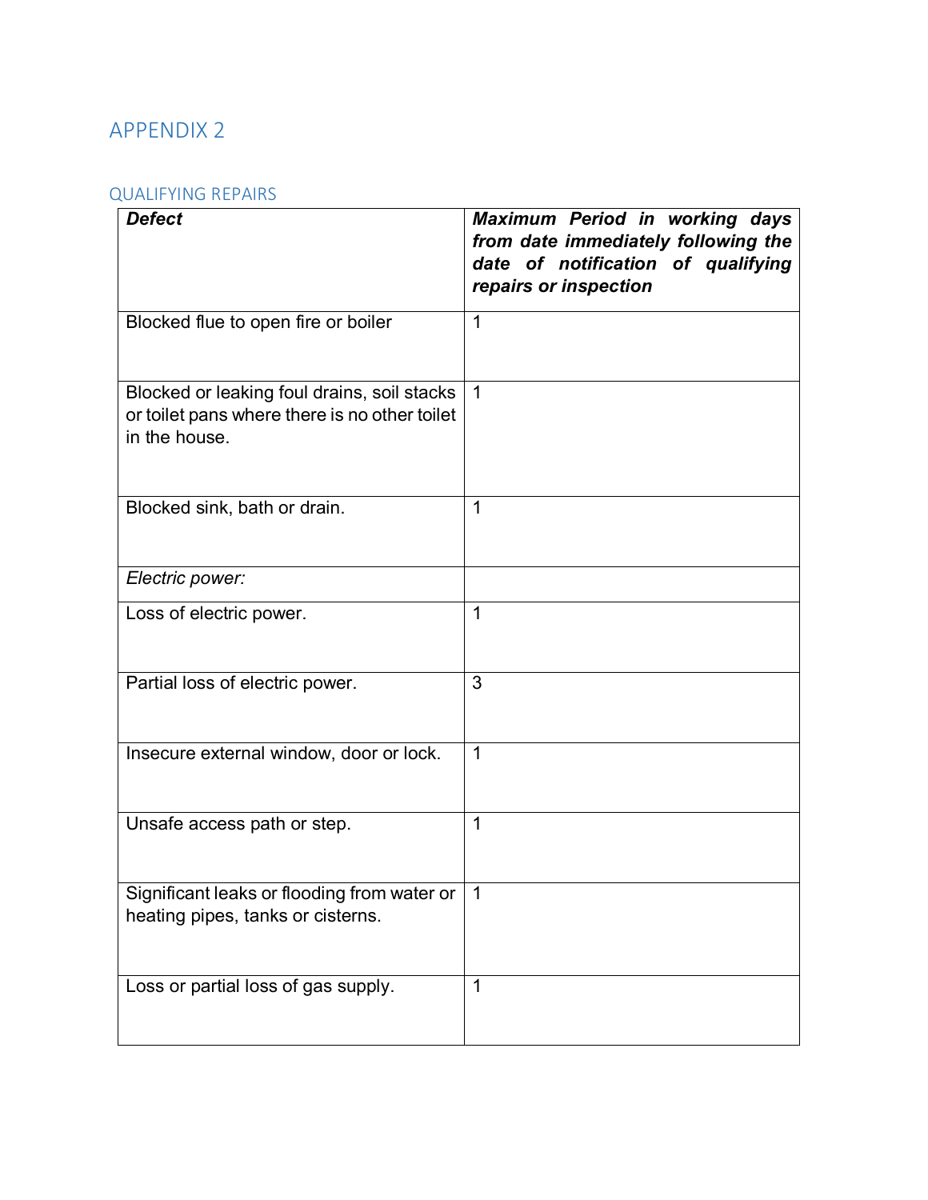# APPENDIX 2

## QUALIFYING REPAIRS

| ***Defect*** | ***Maximum Period in working days from date immediately following the date of notification of qualifying repairs or inspection*** |
|---|---|
| Blocked flue to open fire or boiler | 1 |
| Blocked or leaking foul drains, soil stacks or toilet pans where there is no other toilet in the house. | 1 |
| Blocked sink, bath or drain. | 1 |
| *Electric power:* | |
| Loss of electric power. | 1 |
| Partial loss of electric power. | 3 |
| Insecure external window, door or lock. | 1 |
| Unsafe access path or step. | 1 |
| Significant leaks or flooding from water or heating pipes, tanks or cisterns. | 1 |
| Loss or partial loss of gas supply. | 1 |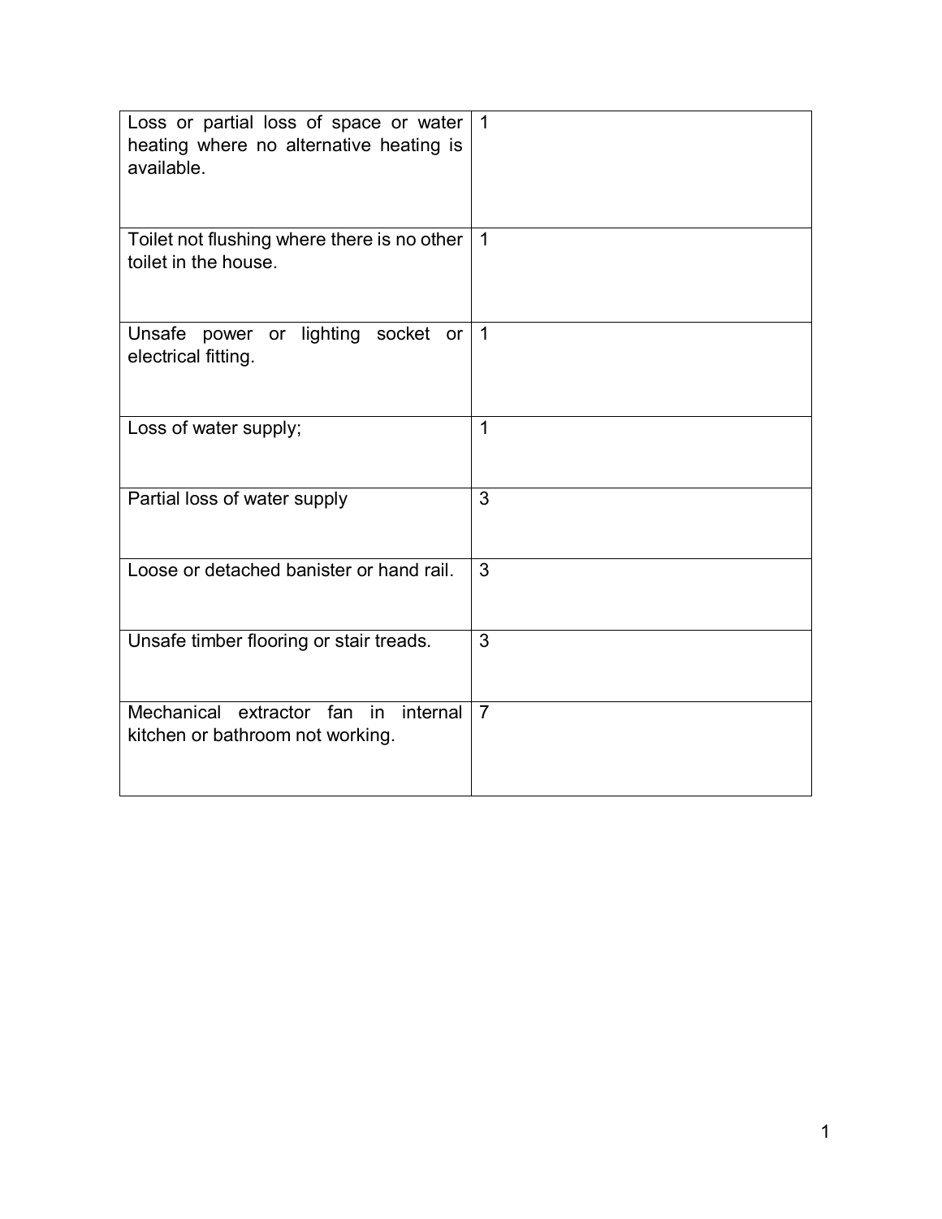| | |
|---|---|
| Loss or partial loss of space or water heating where no alternative heating is available. | 1 |
| Toilet not flushing where there is no other toilet in the house. | 1 |
| Unsafe power or lighting socket or electrical fitting. | 1 |
| Loss of water supply; | 1 |
| Partial loss of water supply | 3 |
| Loose or detached banister or hand rail. | 3 |
| Unsafe timber flooring or stair treads. | 3 |
| Mechanical extractor fan in internal kitchen or bathroom not working. | 7 |